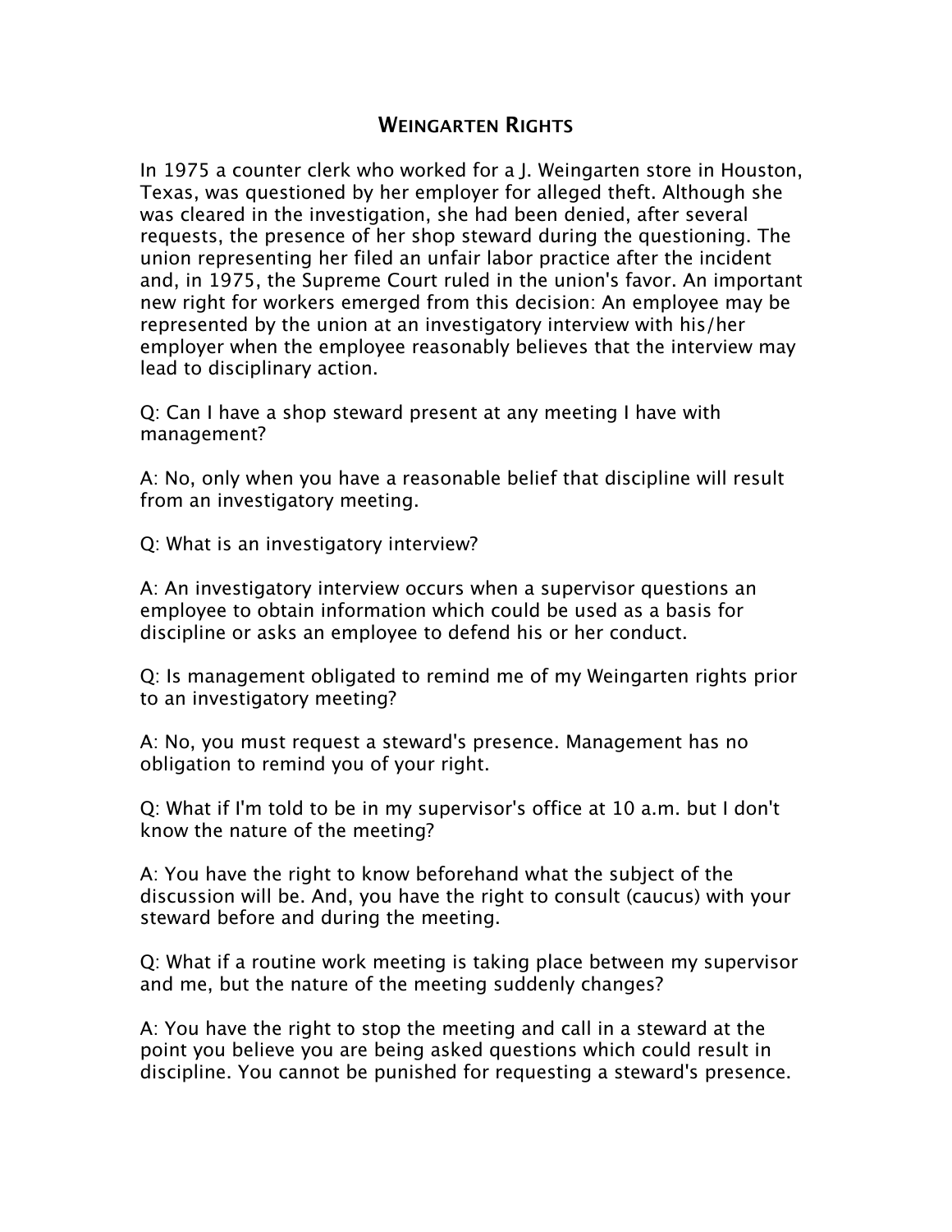# Weingarten Rights

In 1975 a counter clerk who worked for a J. Weingarten store in Houston, Texas, was questioned by her employer for alleged theft. Although she was cleared in the investigation, she had been denied, after several requests, the presence of her shop steward during the questioning. The union representing her filed an unfair labor practice after the incident and, in 1975, the Supreme Court ruled in the union's favor. An important new right for workers emerged from this decision: An employee may be represented by the union at an investigatory interview with his/her employer when the employee reasonably believes that the interview may lead to disciplinary action.

Q: Can I have a shop steward present at any meeting I have with management?

A: No, only when you have a reasonable belief that discipline will result from an investigatory meeting.

Q: What is an investigatory interview?

A: An investigatory interview occurs when a supervisor questions an employee to obtain information which could be used as a basis for discipline or asks an employee to defend his or her conduct.

Q: Is management obligated to remind me of my Weingarten rights prior to an investigatory meeting?

A: No, you must request a steward's presence. Management has no obligation to remind you of your right.

Q: What if I'm told to be in my supervisor's office at 10 a.m. but I don't know the nature of the meeting?

A: You have the right to know beforehand what the subject of the discussion will be. And, you have the right to consult (caucus) with your steward before and during the meeting.

Q: What if a routine work meeting is taking place between my supervisor and me, but the nature of the meeting suddenly changes?

A: You have the right to stop the meeting and call in a steward at the point you believe you are being asked questions which could result in discipline. You cannot be punished for requesting a steward's presence.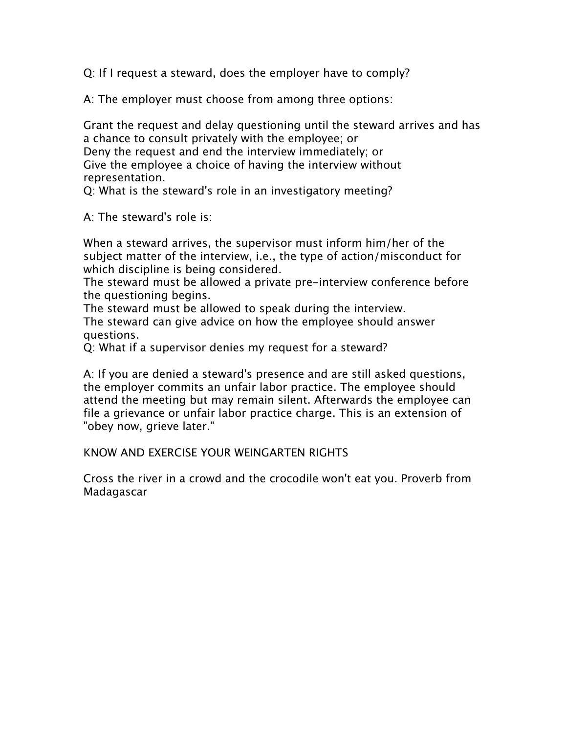Q: If I request a steward, does the employer have to comply?

A: The employer must choose from among three options:

Grant the request and delay questioning until the steward arrives and has a chance to consult privately with the employee; or
Deny the request and end the interview immediately; or
Give the employee a choice of having the interview without representation.
Q: What is the steward's role in an investigatory meeting?

A: The steward's role is:

When a steward arrives, the supervisor must inform him/her of the subject matter of the interview, i.e., the type of action/misconduct for which discipline is being considered.
The steward must be allowed a private pre-interview conference before the questioning begins.
The steward must be allowed to speak during the interview.
The steward can give advice on how the employee should answer questions.
Q: What if a supervisor denies my request for a steward?

A: If you are denied a steward's presence and are still asked questions, the employer commits an unfair labor practice. The employee should attend the meeting but may remain silent. Afterwards the employee can file a grievance or unfair labor practice charge. This is an extension of "obey now, grieve later."

KNOW AND EXERCISE YOUR WEINGARTEN RIGHTS

Cross the river in a crowd and the crocodile won't eat you. Proverb from Madagascar